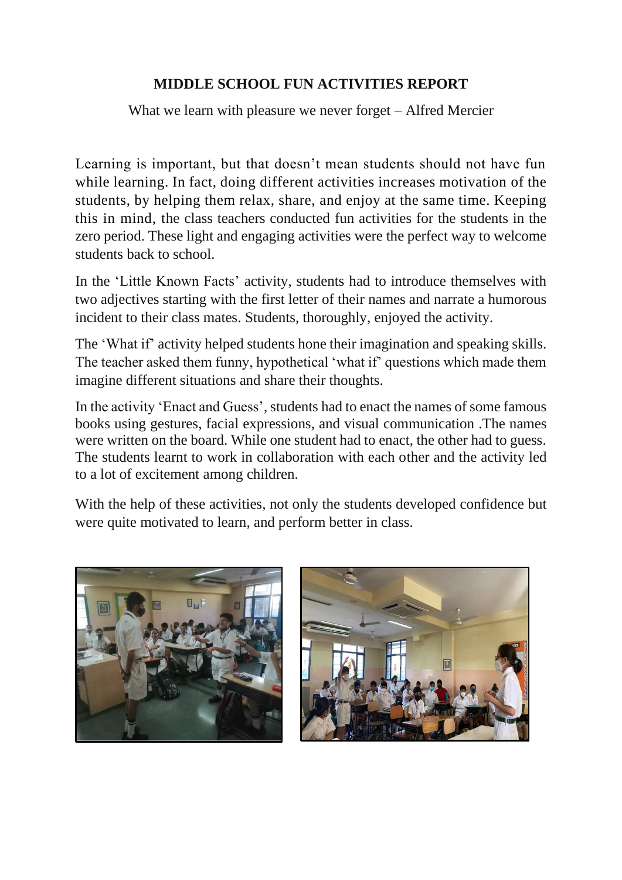# MIDDLE SCHOOL FUN ACTIVITIES REPORT

What we learn with pleasure we never forget – Alfred Mercier

Learning is important, but that doesn't mean students should not have fun while learning. In fact, doing different activities increases motivation of the students, by helping them relax, share, and enjoy at the same time. Keeping this in mind, the class teachers conducted fun activities for the students in the zero period. These light and engaging activities were the perfect way to welcome students back to school.

In the 'Little Known Facts' activity, students had to introduce themselves with two adjectives starting with the first letter of their names and narrate a humorous incident to their class mates. Students, thoroughly, enjoyed the activity.

The 'What if' activity helped students hone their imagination and speaking skills. The teacher asked them funny, hypothetical 'what if' questions which made them imagine different situations and share their thoughts.

In the activity 'Enact and Guess', students had to enact the names of some famous books using gestures, facial expressions, and visual communication .The names were written on the board. While one student had to enact, the other had to guess. The students learnt to work in collaboration with each other and the activity led to a lot of excitement among children.

With the help of these activities, not only the students developed confidence but were quite motivated to learn, and perform better in class.